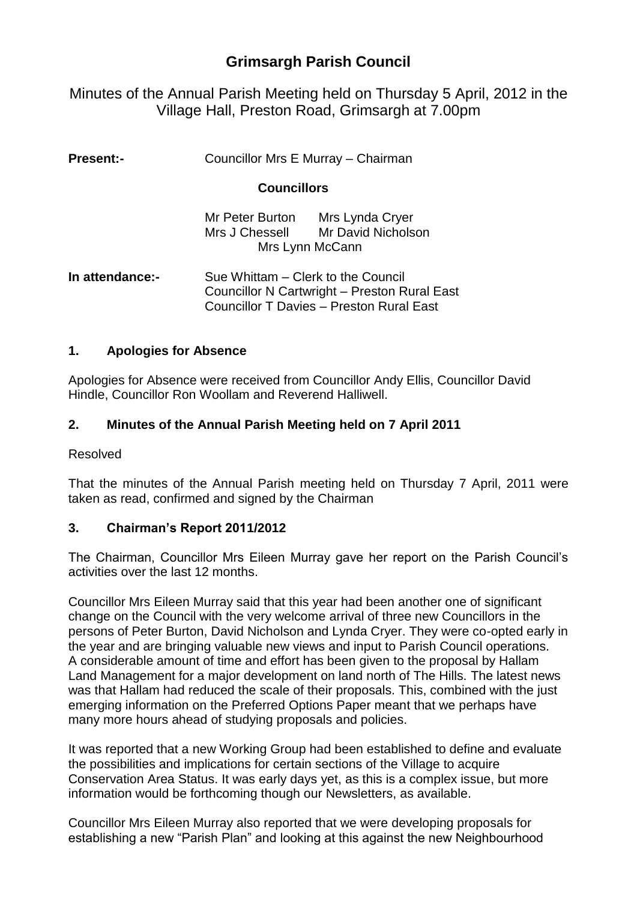# Grimsargh Parish Council

Minutes of the Annual Parish Meeting held on Thursday 5 April, 2012 in the Village Hall, Preston Road, Grimsargh at 7.00pm

**Present:-** Councillor Mrs E Murray – Chairman

**Councillors**

Mr Peter Burton    Mrs Lynda Cryer
Mrs J Chessell    Mr David Nicholson
Mrs Lynn McCann

**In attendance:-** Sue Whittam – Clerk to the Council
Councillor N Cartwright – Preston Rural East
Councillor T Davies – Preston Rural East

## 1. Apologies for Absence

Apologies for Absence were received from Councillor Andy Ellis, Councillor David Hindle, Councillor Ron Woollam and Reverend Halliwell.

## 2. Minutes of the Annual Parish Meeting held on 7 April 2011

Resolved

That the minutes of the Annual Parish meeting held on Thursday 7 April, 2011 were taken as read, confirmed and signed by the Chairman

## 3. Chairman's Report 2011/2012

The Chairman, Councillor Mrs Eileen Murray gave her report on the Parish Council's activities over the last 12 months.

Councillor Mrs Eileen Murray said that this year had been another one of significant change on the Council with the very welcome arrival of three new Councillors in the persons of Peter Burton, David Nicholson and Lynda Cryer. They were co-opted early in the year and are bringing valuable new views and input to Parish Council operations. A considerable amount of time and effort has been given to the proposal by Hallam Land Management for a major development on land north of The Hills. The latest news was that Hallam had reduced the scale of their proposals. This, combined with the just emerging information on the Preferred Options Paper meant that we perhaps have many more hours ahead of studying proposals and policies.

It was reported that a new Working Group had been established to define and evaluate the possibilities and implications for certain sections of the Village to acquire Conservation Area Status. It was early days yet, as this is a complex issue, but more information would be forthcoming though our Newsletters, as available.

Councillor Mrs Eileen Murray also reported that we were developing proposals for establishing a new "Parish Plan" and looking at this against the new Neighbourhood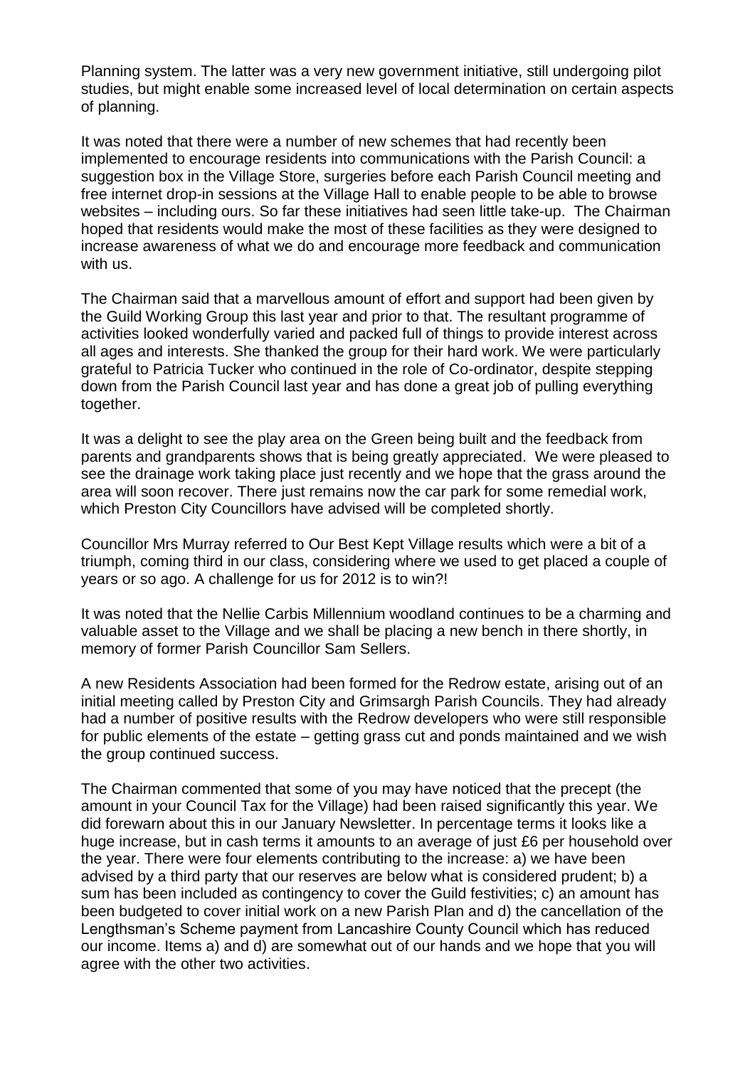Planning system. The latter was a very new government initiative, still undergoing pilot studies, but might enable some increased level of local determination on certain aspects of planning.

It was noted that there were a number of new schemes that had recently been implemented to encourage residents into communications with the Parish Council: a suggestion box in the Village Store, surgeries before each Parish Council meeting and free internet drop-in sessions at the Village Hall to enable people to be able to browse websites – including ours. So far these initiatives had seen little take-up. The Chairman hoped that residents would make the most of these facilities as they were designed to increase awareness of what we do and encourage more feedback and communication with us.

The Chairman said that a marvellous amount of effort and support had been given by the Guild Working Group this last year and prior to that. The resultant programme of activities looked wonderfully varied and packed full of things to provide interest across all ages and interests. She thanked the group for their hard work. We were particularly grateful to Patricia Tucker who continued in the role of Co-ordinator, despite stepping down from the Parish Council last year and has done a great job of pulling everything together.

It was a delight to see the play area on the Green being built and the feedback from parents and grandparents shows that is being greatly appreciated. We were pleased to see the drainage work taking place just recently and we hope that the grass around the area will soon recover. There just remains now the car park for some remedial work, which Preston City Councillors have advised will be completed shortly.

Councillor Mrs Murray referred to Our Best Kept Village results which were a bit of a triumph, coming third in our class, considering where we used to get placed a couple of years or so ago. A challenge for us for 2012 is to win?!

It was noted that the Nellie Carbis Millennium woodland continues to be a charming and valuable asset to the Village and we shall be placing a new bench in there shortly, in memory of former Parish Councillor Sam Sellers.

A new Residents Association had been formed for the Redrow estate, arising out of an initial meeting called by Preston City and Grimsargh Parish Councils. They had already had a number of positive results with the Redrow developers who were still responsible for public elements of the estate – getting grass cut and ponds maintained and we wish the group continued success.

The Chairman commented that some of you may have noticed that the precept (the amount in your Council Tax for the Village) had been raised significantly this year. We did forewarn about this in our January Newsletter. In percentage terms it looks like a huge increase, but in cash terms it amounts to an average of just £6 per household over the year. There were four elements contributing to the increase: a) we have been advised by a third party that our reserves are below what is considered prudent; b) a sum has been included as contingency to cover the Guild festivities; c) an amount has been budgeted to cover initial work on a new Parish Plan and d) the cancellation of the Lengthsman's Scheme payment from Lancashire County Council which has reduced our income. Items a) and d) are somewhat out of our hands and we hope that you will agree with the other two activities.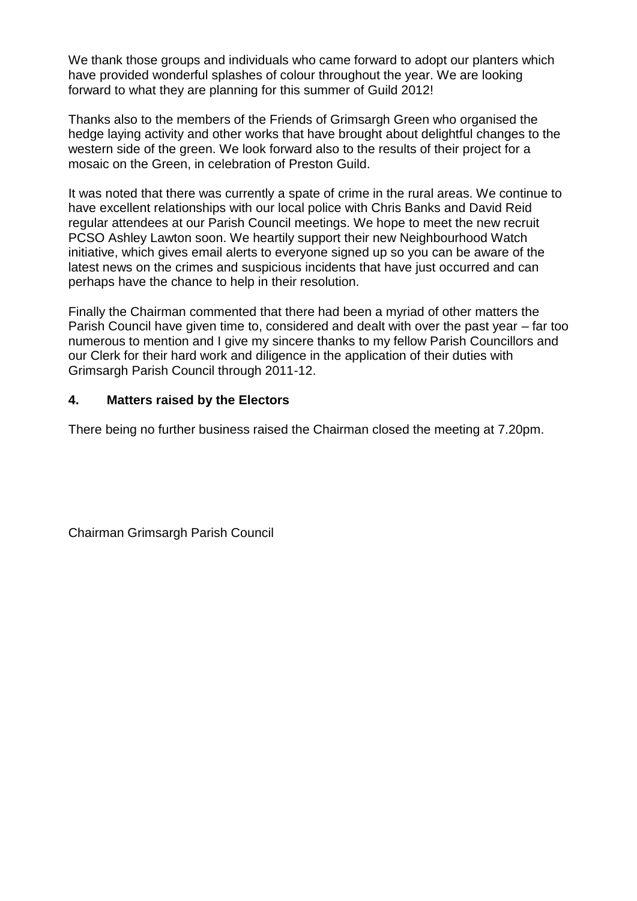We thank those groups and individuals who came forward to adopt our planters which have provided wonderful splashes of colour throughout the year. We are looking forward to what they are planning for this summer of Guild 2012!

Thanks also to the members of the Friends of Grimsargh Green who organised the hedge laying activity and other works that have brought about delightful changes to the western side of the green. We look forward also to the results of their project for a mosaic on the Green, in celebration of Preston Guild.

It was noted that there was currently a spate of crime in the rural areas. We continue to have excellent relationships with our local police with Chris Banks and David Reid regular attendees at our Parish Council meetings. We hope to meet the new recruit PCSO Ashley Lawton soon. We heartily support their new Neighbourhood Watch initiative, which gives email alerts to everyone signed up so you can be aware of the latest news on the crimes and suspicious incidents that have just occurred and can perhaps have the chance to help in their resolution.

Finally the Chairman commented that there had been a myriad of other matters the Parish Council have given time to, considered and dealt with over the past year – far too numerous to mention and I give my sincere thanks to my fellow Parish Councillors and our Clerk for their hard work and diligence in the application of their duties with Grimsargh Parish Council through 2011-12.

**4. Matters raised by the Electors**

There being no further business raised the Chairman closed the meeting at 7.20pm.

Chairman Grimsargh Parish Council